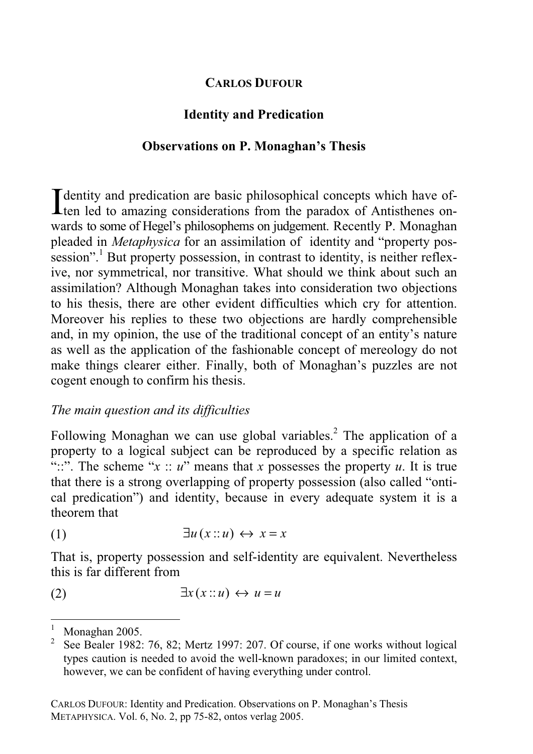**CARLOS DUFOUR**

# Identity and Predication

## Observations on P. Monaghan's Thesis

Identity and predication are basic philosophical concepts which have often led to amazing considerations from the paradox of Antisthenes onwards to some of Hegel's philosophems on judgement. Recently P. Monaghan pleaded in *Metaphysica* for an assimilation of identity and "property possession".[1] But property possession, in contrast to identity, is neither reflexive, nor symmetrical, nor transitive. What should we think about such an assimilation? Although Monaghan takes into consideration two objections to his thesis, there are other evident difficulties which cry for attention. Moreover his replies to these two objections are hardly comprehensible and, in my opinion, the use of the traditional concept of an entity's nature as well as the application of the fashionable concept of mereology do not make things clearer either. Finally, both of Monaghan's puzzles are not cogent enough to confirm his thesis.

### *The main question and its difficulties*

Following Monaghan we can use global variables.[2] The application of a property to a logical subject can be reproduced by a specific relation as "::". The scheme "$x :: u$" means that $x$ possesses the property $u$. It is true that there is a strong overlapping of property possession (also called "ontical predication") and identity, because in every adequate system it is a theorem that

$$(1) \qquad \exists u\,(x :: u) \leftrightarrow x = x$$

That is, property possession and self-identity are equivalent. Nevertheless this is far different from

$$(2) \qquad \exists x\,(x :: u) \leftrightarrow u = u$$

[1] Monaghan 2005.

[2] See Bealer 1982: 76, 82; Mertz 1997: 207. Of course, if one works without logical types caution is needed to avoid the well-known paradoxes; in our limited context, however, we can be confident of having everything under control.

CARLOS DUFOUR: Identity and Predication. Observations on P. Monaghan's Thesis
METAPHYSICA. Vol. 6, No. 2, pp 75-82, ontos verlag 2005.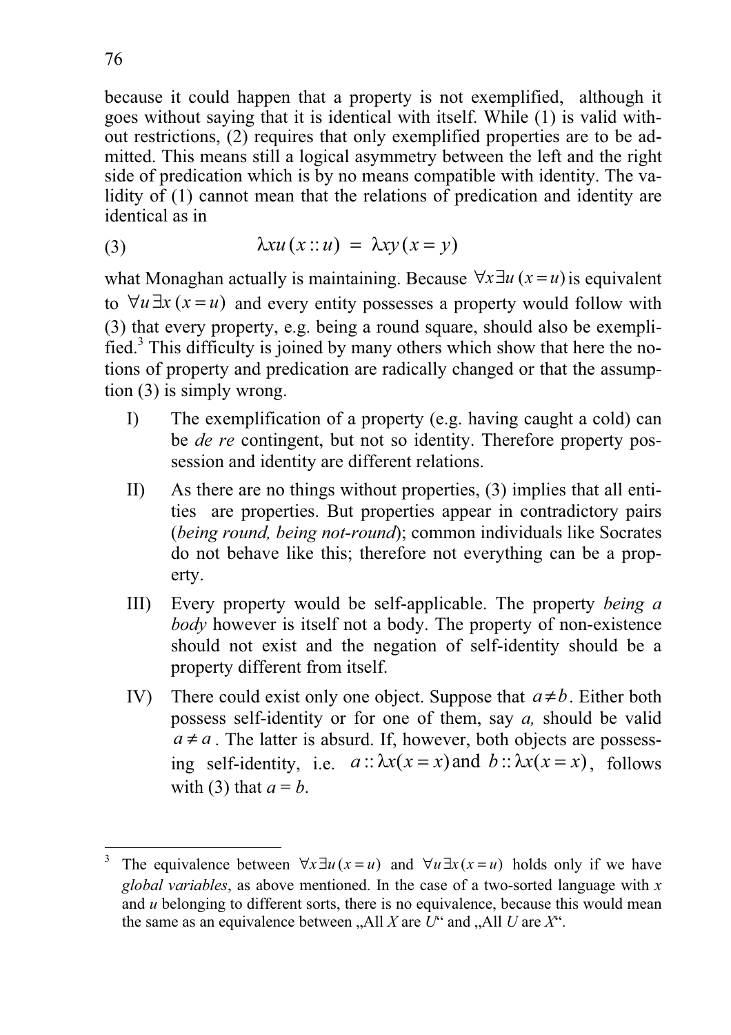because it could happen that a property is not exemplified, although it goes without saying that it is identical with itself. While (1) is valid without restrictions, (2) requires that only exemplified properties are to be admitted. This means still a logical asymmetry between the left and the right side of predication which is by no means compatible with identity. The validity of (1) cannot mean that the relations of predication and identity are identical as in

$$\text{(3)} \qquad \lambda xu\,(x :: u) \;=\; \lambda xy\,(x = y)$$

what Monaghan actually is maintaining. Because $\forall x \exists u\,(x = u)$ is equivalent to $\forall u \exists x\,(x = u)$ and every entity possesses a property would follow with (3) that every property, e.g. being a round square, should also be exemplified.[3] This difficulty is joined by many others which show that here the notions of property and predication are radically changed or that the assumption (3) is simply wrong.

I) The exemplification of a property (e.g. having caught a cold) can be *de re* contingent, but not so identity. Therefore property possession and identity are different relations.

II) As there are no things without properties, (3) implies that all entities are properties. But properties appear in contradictory pairs (*being round, being not-round*); common individuals like Socrates do not behave like this; therefore not everything can be a property.

III) Every property would be self-applicable. The property *being a body* however is itself not a body. The property of non-existence should not exist and the negation of self-identity should be a property different from itself.

IV) There could exist only one object. Suppose that $a \neq b$. Either both possess self-identity or for one of them, say *a,* should be valid $a \neq a$. The latter is absurd. If, however, both objects are possessing self-identity, i.e. $a :: \lambda x(x = x)$ and $b :: \lambda x(x = x)$, follows with (3) that $a = b$.

---

[3] The equivalence between $\forall x \exists u\,(x = u)$ and $\forall u \exists x\,(x = u)$ holds only if we have *global variables*, as above mentioned. In the case of a two-sorted language with *x* and *u* belonging to different sorts, there is no equivalence, because this would mean the same as an equivalence between „All *X* are *U*" and „All *U* are *X*".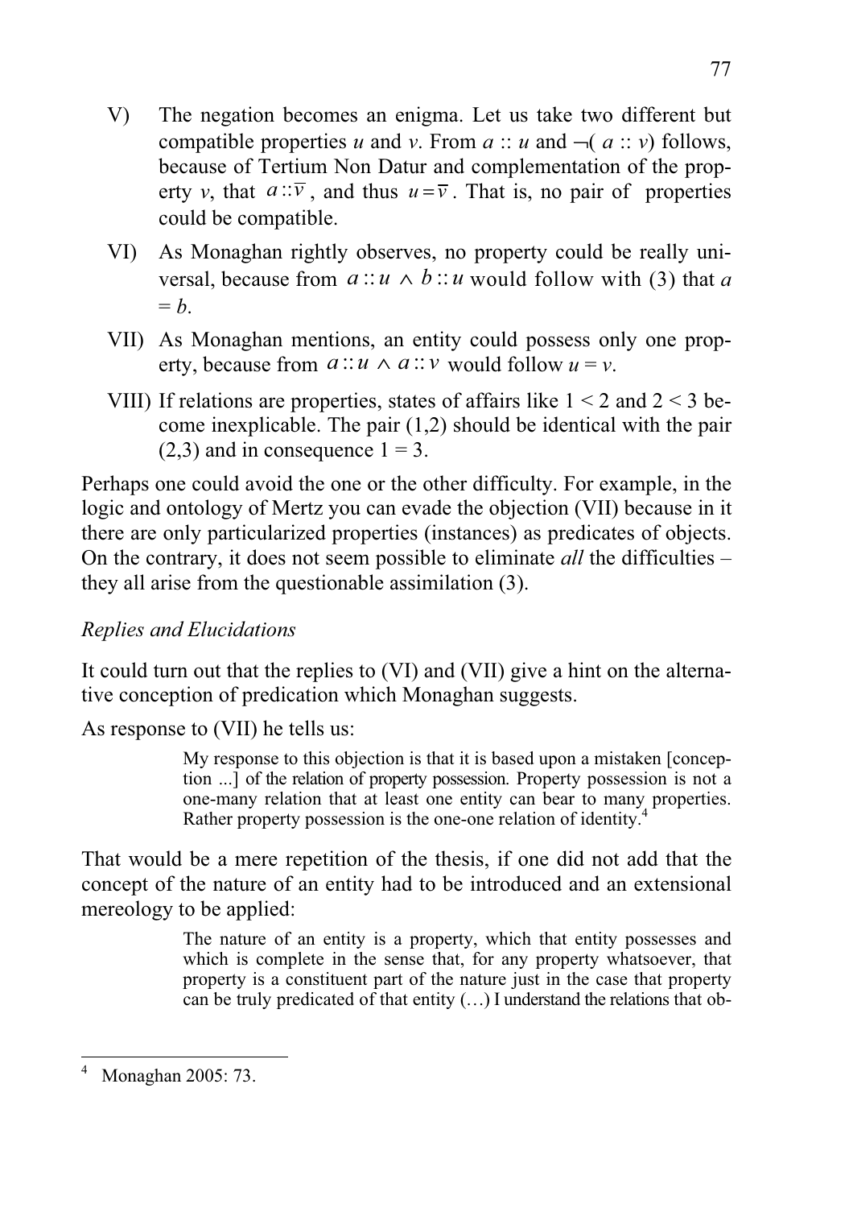V) The negation becomes an enigma. Let us take two different but compatible properties $u$ and $v$. From $a :: u$ and $\neg(a :: v)$ follows, because of Tertium Non Datur and complementation of the property $v$, that $a :: \overline{v}$, and thus $u = \overline{v}$. That is, no pair of properties could be compatible.

VI) As Monaghan rightly observes, no property could be really universal, because from $a :: u \wedge b :: u$ would follow with (3) that $a = b$.

VII) As Monaghan mentions, an entity could possess only one property, because from $a :: u \wedge a :: v$ would follow $u = v$.

VIII) If relations are properties, states of affairs like $1 < 2$ and $2 < 3$ become inexplicable. The pair (1,2) should be identical with the pair (2,3) and in consequence $1 = 3$.

Perhaps one could avoid the one or the other difficulty. For example, in the logic and ontology of Mertz you can evade the objection (VII) because in it there are only particularized properties (instances) as predicates of objects. On the contrary, it does not seem possible to eliminate *all* the difficulties – they all arise from the questionable assimilation (3).

*Replies and Elucidations*

It could turn out that the replies to (VI) and (VII) give a hint on the alternative conception of predication which Monaghan suggests.

As response to (VII) he tells us:

> My response to this objection is that it is based upon a mistaken [conception ...] of the relation of property possession. Property possession is not a one-many relation that at least one entity can bear to many properties. Rather property possession is the one-one relation of identity.[4]

That would be a mere repetition of the thesis, if one did not add that the concept of the nature of an entity had to be introduced and an extensional mereology to be applied:

> The nature of an entity is a property, which that entity possesses and which is complete in the sense that, for any property whatsoever, that property is a constituent part of the nature just in the case that property can be truly predicated of that entity (…) I understand the relations that ob-

[4] Monaghan 2005: 73.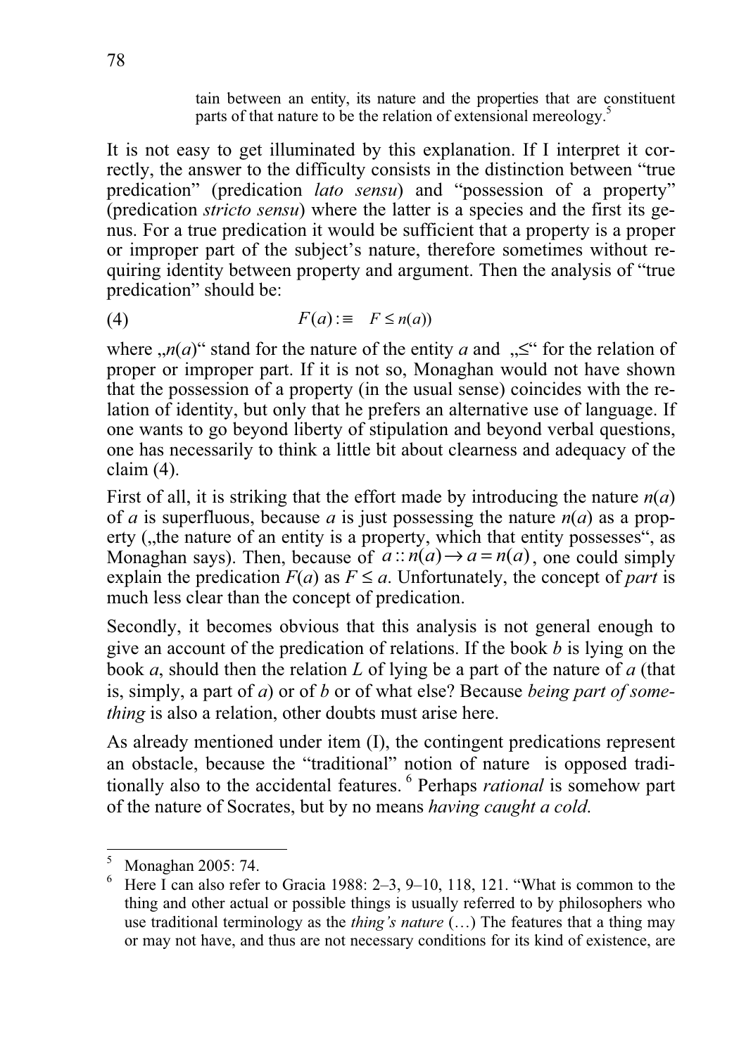> tain between an entity, its nature and the properties that are constituent parts of that nature to be the relation of extensional mereology.[5]

It is not easy to get illuminated by this explanation. If I interpret it correctly, the answer to the difficulty consists in the distinction between "true predication" (predication *lato sensu*) and "possession of a property" (predication *stricto sensu*) where the latter is a species and the first its genus. For a true predication it would be sufficient that a property is a proper or improper part of the subject's nature, therefore sometimes without requiring identity between property and argument. Then the analysis of "true predication" should be:

$$(4) \qquad F(a) :\equiv \quad F \leq n(a))$$

where „$n(a)$" stand for the nature of the entity $a$ and „$\leq$" for the relation of proper or improper part. If it is not so, Monaghan would not have shown that the possession of a property (in the usual sense) coincides with the relation of identity, but only that he prefers an alternative use of language. If one wants to go beyond liberty of stipulation and beyond verbal questions, one has necessarily to think a little bit about clearness and adequacy of the claim (4).

First of all, it is striking that the effort made by introducing the nature $n(a)$ of $a$ is superfluous, because $a$ is just possessing the nature $n(a)$ as a property („the nature of an entity is a property, which that entity possesses", as Monaghan says). Then, because of $a :: n(a) \rightarrow a = n(a)$, one could simply explain the predication $F(a)$ as $F \leq a$. Unfortunately, the concept of *part* is much less clear than the concept of predication.

Secondly, it becomes obvious that this analysis is not general enough to give an account of the predication of relations. If the book $b$ is lying on the book $a$, should then the relation $L$ of lying be a part of the nature of $a$ (that is, simply, a part of $a$) or of $b$ or of what else? Because *being part of something* is also a relation, other doubts must arise here.

As already mentioned under item (I), the contingent predications represent an obstacle, because the "traditional" notion of nature is opposed traditionally also to the accidental features.[6] Perhaps *rational* is somehow part of the nature of Socrates, but by no means *having caught a cold*.

---

[5] Monaghan 2005: 74.

[6] Here I can also refer to Gracia 1988: 2–3, 9–10, 118, 121. "What is common to the thing and other actual or possible things is usually referred to by philosophers who use traditional terminology as the *thing's nature* (…) The features that a thing may or may not have, and thus are not necessary conditions for its kind of existence, are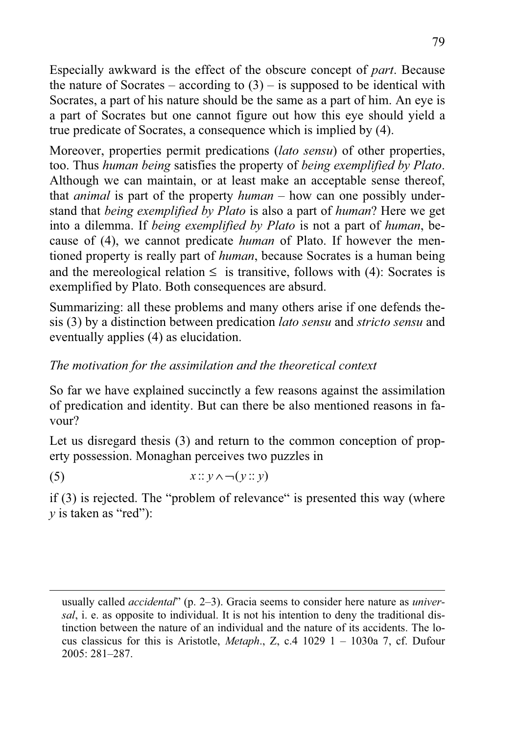Especially awkward is the effect of the obscure concept of *part*. Because the nature of Socrates – according to (3) – is supposed to be identical with Socrates, a part of his nature should be the same as a part of him. An eye is a part of Socrates but one cannot figure out how this eye should yield a true predicate of Socrates, a consequence which is implied by (4).

Moreover, properties permit predications (*lato sensu*) of other properties, too. Thus *human being* satisfies the property of *being exemplified by Plato*. Although we can maintain, or at least make an acceptable sense thereof, that *animal* is part of the property *human* – how can one possibly understand that *being exemplified by Plato* is also a part of *human*? Here we get into a dilemma. If *being exemplified by Plato* is not a part of *human*, because of (4), we cannot predicate *human* of Plato. If however the mentioned property is really part of *human*, because Socrates is a human being and the mereological relation $\leq$ is transitive, follows with (4): Socrates is exemplified by Plato. Both consequences are absurd.

Summarizing: all these problems and many others arise if one defends thesis (3) by a distinction between predication *lato sensu* and *stricto sensu* and eventually applies (4) as elucidation.

*The motivation for the assimilation and the theoretical context*

So far we have explained succinctly a few reasons against the assimilation of predication and identity. But can there be also mentioned reasons in favour?

Let us disregard thesis (3) and return to the common conception of property possession. Monaghan perceives two puzzles in

(5) $$x :: y \wedge \neg(y :: y)$$

if (3) is rejected. The "problem of relevance" is presented this way (where *y* is taken as "red"):

usually called *accidental*" (p. 2–3). Gracia seems to consider here nature as *universal*, i. e. as opposite to individual. It is not his intention to deny the traditional distinction between the nature of an individual and the nature of its accidents. The locus classicus for this is Aristotle, *Metaph*., Z, c.4 1029 1 – 1030a 7, cf. Dufour 2005: 281–287.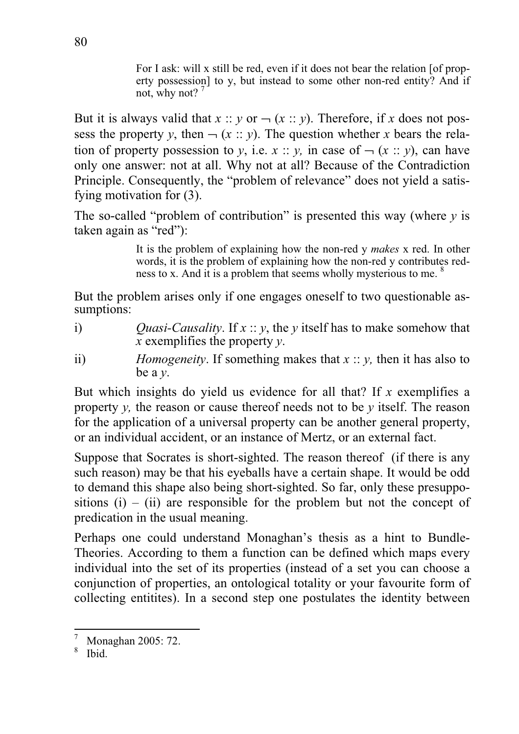> For I ask: will x still be red, even if it does not bear the relation [of property possession] to y, but instead to some other non-red entity? And if not, why not? [7]

But it is always valid that $x :: y$ or $\neg (x :: y)$. Therefore, if *x* does not possess the property *y*, then $\neg (x :: y)$. The question whether *x* bears the relation of property possession to *y*, i.e. $x :: y$, in case of $\neg (x :: y)$, can have only one answer: not at all. Why not at all? Because of the Contradiction Principle. Consequently, the "problem of relevance" does not yield a satisfying motivation for (3).

The so-called "problem of contribution" is presented this way (where *y* is taken again as "red"):

> It is the problem of explaining how the non-red y *makes* x red. In other words, it is the problem of explaining how the non-red y contributes redness to x. And it is a problem that seems wholly mysterious to me. [8]

But the problem arises only if one engages oneself to two questionable assumptions:

i) *Quasi-Causality*. If $x :: y$, the *y* itself has to make somehow that *x* exemplifies the property *y*.

ii) *Homogeneity*. If something makes that $x :: y$, then it has also to be a *y*.

But which insights do yield us evidence for all that? If *x* exemplifies a property *y,* the reason or cause thereof needs not to be *y* itself. The reason for the application of a universal property can be another general property, or an individual accident, or an instance of Mertz, or an external fact.

Suppose that Socrates is short-sighted. The reason thereof (if there is any such reason) may be that his eyeballs have a certain shape. It would be odd to demand this shape also being short-sighted. So far, only these presuppositions (i) – (ii) are responsible for the problem but not the concept of predication in the usual meaning.

Perhaps one could understand Monaghan's thesis as a hint to Bundle-Theories. According to them a function can be defined which maps every individual into the set of its properties (instead of a set you can choose a conjunction of properties, an ontological totality or your favourite form of collecting entitites). In a second step one postulates the identity between

---

[7] Monaghan 2005: 72.

[8] Ibid.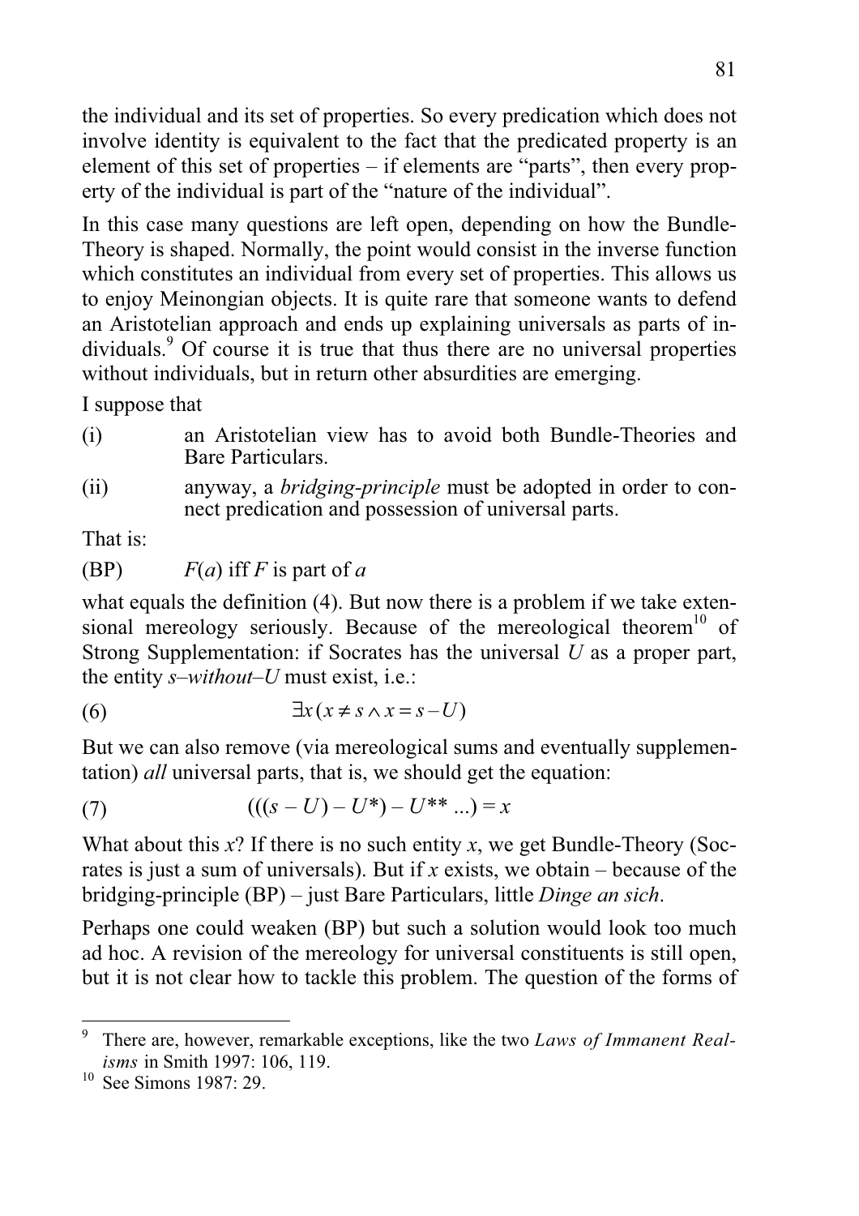the individual and its set of properties. So every predication which does not involve identity is equivalent to the fact that the predicated property is an element of this set of properties – if elements are "parts", then every property of the individual is part of the "nature of the individual".

In this case many questions are left open, depending on how the Bundle-Theory is shaped. Normally, the point would consist in the inverse function which constitutes an individual from every set of properties. This allows us to enjoy Meinongian objects. It is quite rare that someone wants to defend an Aristotelian approach and ends up explaining universals as parts of individuals.[9] Of course it is true that thus there are no universal properties without individuals, but in return other absurdities are emerging.

I suppose that

(i) an Aristotelian view has to avoid both Bundle-Theories and Bare Particulars.

(ii) anyway, a *bridging-principle* must be adopted in order to connect predication and possession of universal parts.

That is:

(BP) $F(a)$ iff $F$ is part of $a$

what equals the definition (4). But now there is a problem if we take extensional mereology seriously. Because of the mereological theorem[10] of Strong Supplementation: if Socrates has the universal $U$ as a proper part, the entity *s–without–U* must exist, i.e.:

$$\exists x\,(x \neq s \wedge x = s - U) \tag{6}$$

But we can also remove (via mereological sums and eventually supplementation) *all* universal parts, that is, we should get the equation:

$$(((s - U) - U^{*}) - U^{**} \ldots) = x \tag{7}$$

What about this $x$? If there is no such entity $x$, we get Bundle-Theory (Socrates is just a sum of universals). But if $x$ exists, we obtain – because of the bridging-principle (BP) – just Bare Particulars, little *Dinge an sich*.

Perhaps one could weaken (BP) but such a solution would look too much ad hoc. A revision of the mereology for universal constituents is still open, but it is not clear how to tackle this problem. The question of the forms of

---

[9] There are, however, remarkable exceptions, like the two *Laws of Immanent Realisms* in Smith 1997: 106, 119.

[10] See Simons 1987: 29.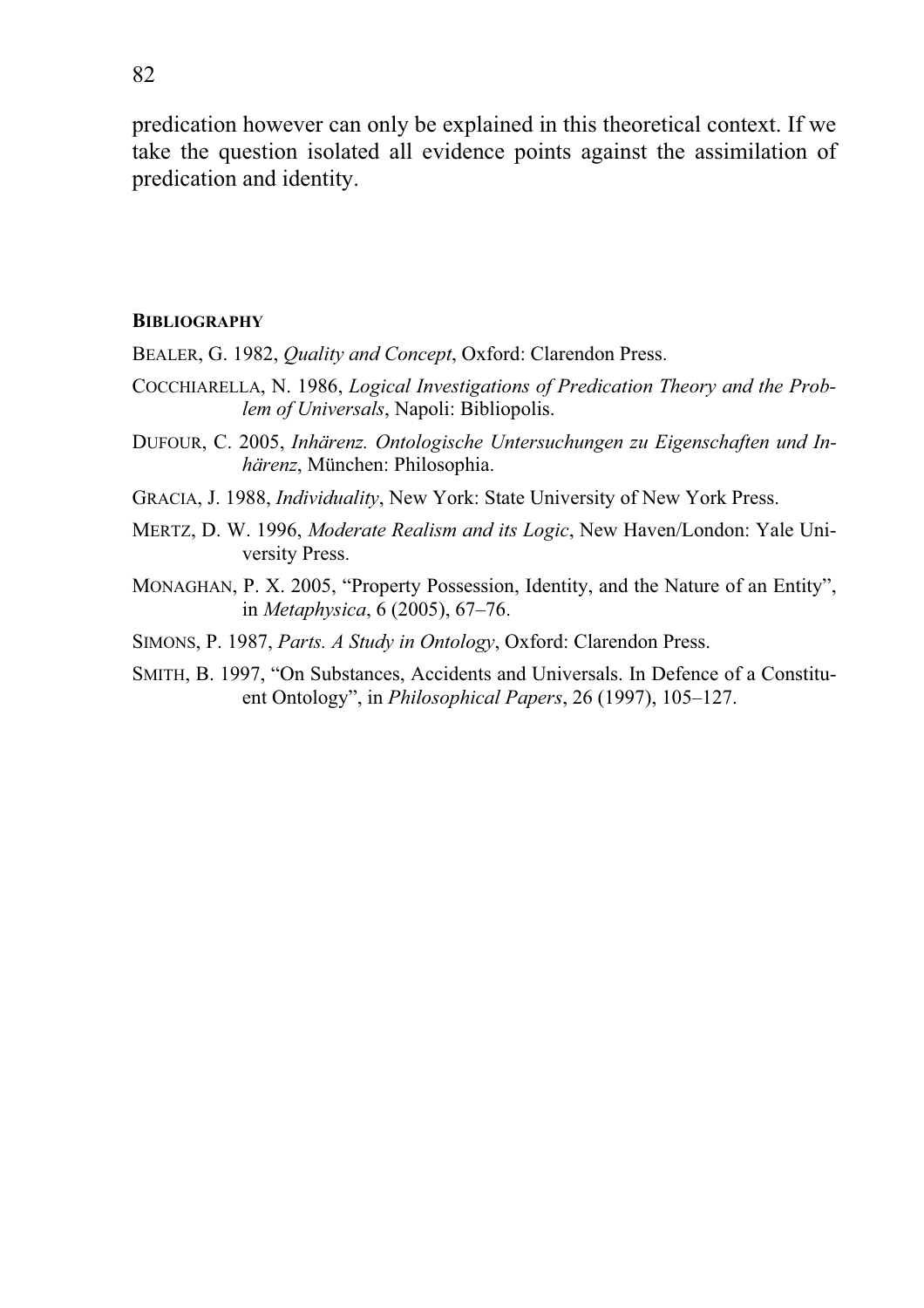predication however can only be explained in this theoretical context. If we take the question isolated all evidence points against the assimilation of predication and identity.

## Bibliography

BEALER, G. 1982, *Quality and Concept*, Oxford: Clarendon Press.

COCCHIARELLA, N. 1986, *Logical Investigations of Predication Theory and the Problem of Universals*, Napoli: Bibliopolis.

DUFOUR, C. 2005, *Inhärenz. Ontologische Untersuchungen zu Eigenschaften und Inhärenz*, München: Philosophia.

GRACIA, J. 1988, *Individuality*, New York: State University of New York Press.

MERTZ, D. W. 1996, *Moderate Realism and its Logic*, New Haven/London: Yale University Press.

MONAGHAN, P. X. 2005, "Property Possession, Identity, and the Nature of an Entity", in *Metaphysica*, 6 (2005), 67–76.

SIMONS, P. 1987, *Parts. A Study in Ontology*, Oxford: Clarendon Press.

SMITH, B. 1997, "On Substances, Accidents and Universals. In Defence of a Constituent Ontology", in *Philosophical Papers*, 26 (1997), 105–127.